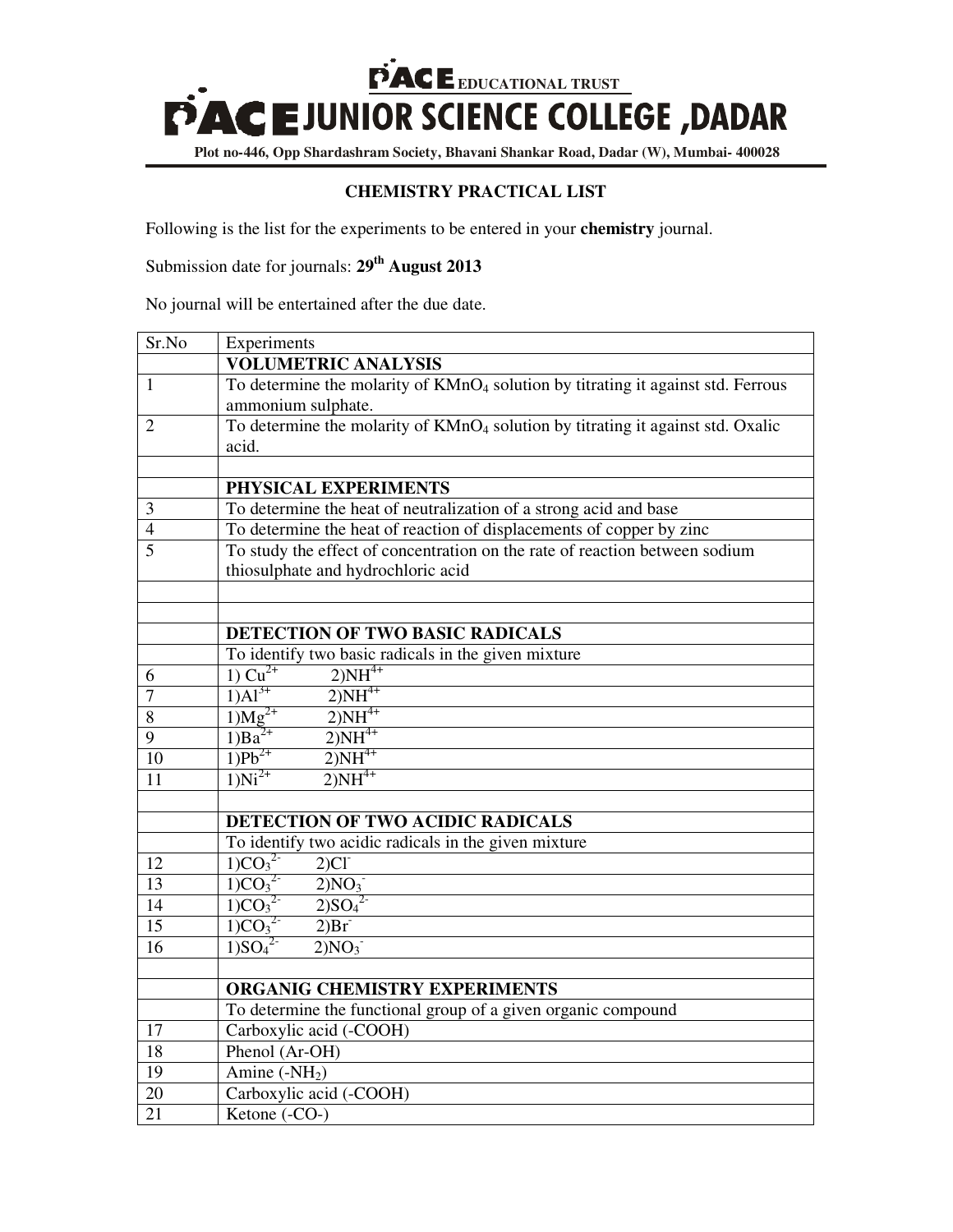# PACE EDUCATIONAL TRUST

# PACE JUNIOR SCIENCE COLLEGE ,DADAR

**Plot no-446, Opp Shardashram Society, Bhavani Shankar Road, Dadar (W), Mumbai- 400028**

## CHEMISTRY PRACTICAL LIST

Following is the list for the experiments to be entered in your **chemistry** journal.

Submission date for journals: **29th August 2013**

No journal will be entertained after the due date.

| Sr.No | Experiments |
|---|---|
| | **VOLUMETRIC ANALYSIS** |
| 1 | To determine the molarity of $KMnO_4$ solution by titrating it against std. Ferrous ammonium sulphate. |
| 2 | To determine the molarity of $KMnO_4$ solution by titrating it against std. Oxalic acid. |
| | |
| | **PHYSICAL EXPERIMENTS** |
| 3 | To determine the heat of neutralization of a strong acid and base |
| 4 | To determine the heat of reaction of displacements of copper by zinc |
| 5 | To study the effect of concentration on the rate of reaction between sodium thiosulphate and hydrochloric acid |
| | |
| | |
| | **DETECTION OF TWO BASIC RADICALS** |
| | To identify two basic radicals in the given mixture |
| 6 | 1) $Cu^{2+}$ 2)$NH^{4+}$ |
| 7 | 1)$Al^{3+}$ 2)$NH^{4+}$ |
| 8 | 1)$Mg^{2+}$ 2)$NH^{4+}$ |
| 9 | 1)$Ba^{2+}$ 2)$NH^{4+}$ |
| 10 | 1)$Pb^{2+}$ 2)$NH^{4+}$ |
| 11 | 1)$Ni^{2+}$ 2)$NH^{4+}$ |
| | |
| | **DETECTION OF TWO ACIDIC RADICALS** |
| | To identify two acidic radicals in the given mixture |
| 12 | 1)$CO_3^{2-}$ 2)$Cl^-$ |
| 13 | 1)$CO_3^{2-}$ 2)$NO_3^-$ |
| 14 | 1)$CO_3^{2-}$ 2)$SO_4^{2-}$ |
| 15 | 1)$CO_3^{2-}$ 2)$Br^-$ |
| 16 | 1)$SO_4^{2-}$ 2)$NO_3^-$ |
| | |
| | **ORGANIG CHEMISTRY EXPERIMENTS** |
| | To determine the functional group of a given organic compound |
| 17 | Carboxylic acid (-COOH) |
| 18 | Phenol (Ar-OH) |
| 19 | Amine ($-NH_2$) |
| 20 | Carboxylic acid (-COOH) |
| 21 | Ketone (-CO-) |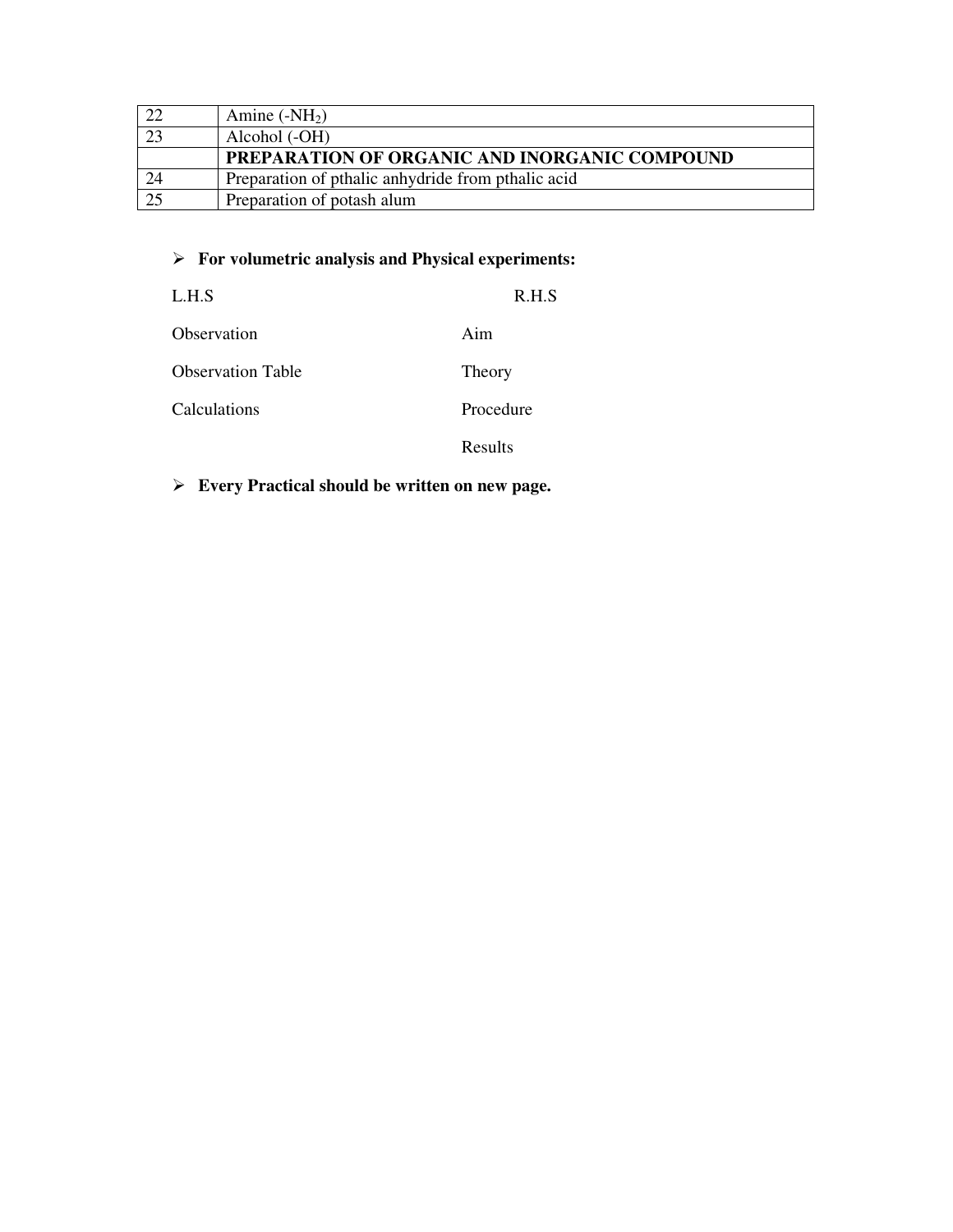| | |
|---|---|
| 22 | Amine ($-NH_2$) |
| 23 | Alcohol (-OH) |
| | **PREPARATION OF ORGANIC AND INORGANIC COMPOUND** |
| 24 | Preparation of pthalic anhydride from pthalic acid |
| 25 | Preparation of potash alum |

- **For volumetric analysis and Physical experiments:**

| L.H.S | R.H.S |
|---|---|
| Observation | Aim |
| Observation Table | Theory |
| Calculations | Procedure |
| | Results |

- **Every Practical should be written on new page.**